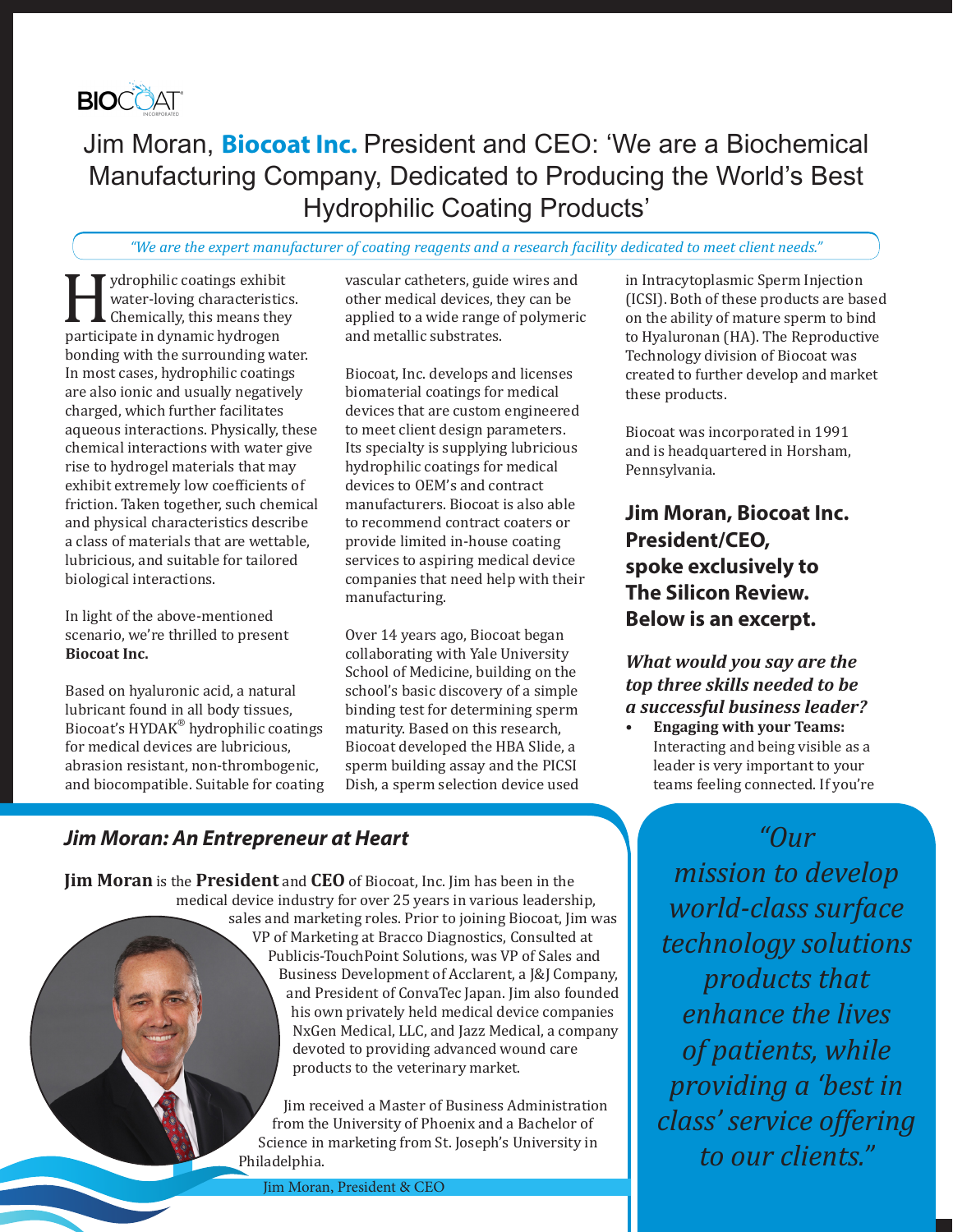BIOCOAT

# Jim Moran, **Biocoat Inc.** President and CEO: 'We are a Biochemical Manufacturing Company, Dedicated to Producing the World's Best Hydrophilic Coating Products'

*"We are the expert manufacturer of coating reagents and a research facility dedicated to meet client needs."*

Hydrophilic coatings exhibit water-loving characteristics. Chemically, this means they participate in dynamic hydrogen bonding with the surrounding water. In most cases, hydrophilic coatings are also ionic and usually negatively charged, which further facilitates aqueous interactions. Physically, these chemical interactions with water give rise to hydrogel materials that may exhibit extremely low coefficients of friction. Taken together, such chemical and physical characteristics describe a class of materials that are wettable, lubricious, and suitable for tailored biological interactions.

In light of the above-mentioned scenario, we're thrilled to present **Biocoat Inc.**

Based on hyaluronic acid, a natural lubricant found in all body tissues, Biocoat's HYDAK® hydrophilic coatings for medical devices are lubricious, abrasion resistant, non-thrombogenic, and biocompatible. Suitable for coating vascular catheters, guide wires and other medical devices, they can be applied to a wide range of polymeric and metallic substrates.

Biocoat, Inc. develops and licenses biomaterial coatings for medical devices that are custom engineered to meet client design parameters. Its specialty is supplying lubricious hydrophilic coatings for medical devices to OEM's and contract manufacturers. Biocoat is also able to recommend contract coaters or provide limited in-house coating services to aspiring medical device companies that need help with their manufacturing.

Over 14 years ago, Biocoat began collaborating with Yale University School of Medicine, building on the school's basic discovery of a simple binding test for determining sperm maturity. Based on this research, Biocoat developed the HBA Slide, a sperm building assay and the PICSI Dish, a sperm selection device used in Intracytoplasmic Sperm Injection (ICSI). Both of these products are based on the ability of mature sperm to bind to Hyaluronan (HA). The Reproductive Technology division of Biocoat was created to further develop and market these products.

Biocoat was incorporated in 1991 and is headquartered in Horsham, Pennsylvania.

## Jim Moran, Biocoat Inc. President/CEO, spoke exclusively to The Silicon Review. Below is an excerpt.

***What would you say are the top three skills needed to be a successful business leader?***

- **Engaging with your Teams:** Interacting and being visible as a leader is very important to your teams feeling connected. If you're

## *Jim Moran: An Entrepreneur at Heart*

**Jim Moran** is the **President** and **CEO** of Biocoat, Inc. Jim has been in the medical device industry for over 25 years in various leadership, sales and marketing roles. Prior to joining Biocoat, Jim was VP of Marketing at Bracco Diagnostics, Consulted at Publicis-TouchPoint Solutions, was VP of Sales and Business Development of Acclarent, a J&J Company, and President of ConvaTec Japan. Jim also founded his own privately held medical device companies NxGen Medical, LLC, and Jazz Medical, a company devoted to providing advanced wound care products to the veterinary market.

Jim received a Master of Business Administration from the University of Phoenix and a Bachelor of Science in marketing from St. Joseph's University in Philadelphia.

Jim Moran, President & CEO

*"Our mission to develop world-class surface technology solutions products that enhance the lives of patients, while providing a 'best in class' service offering to our clients."*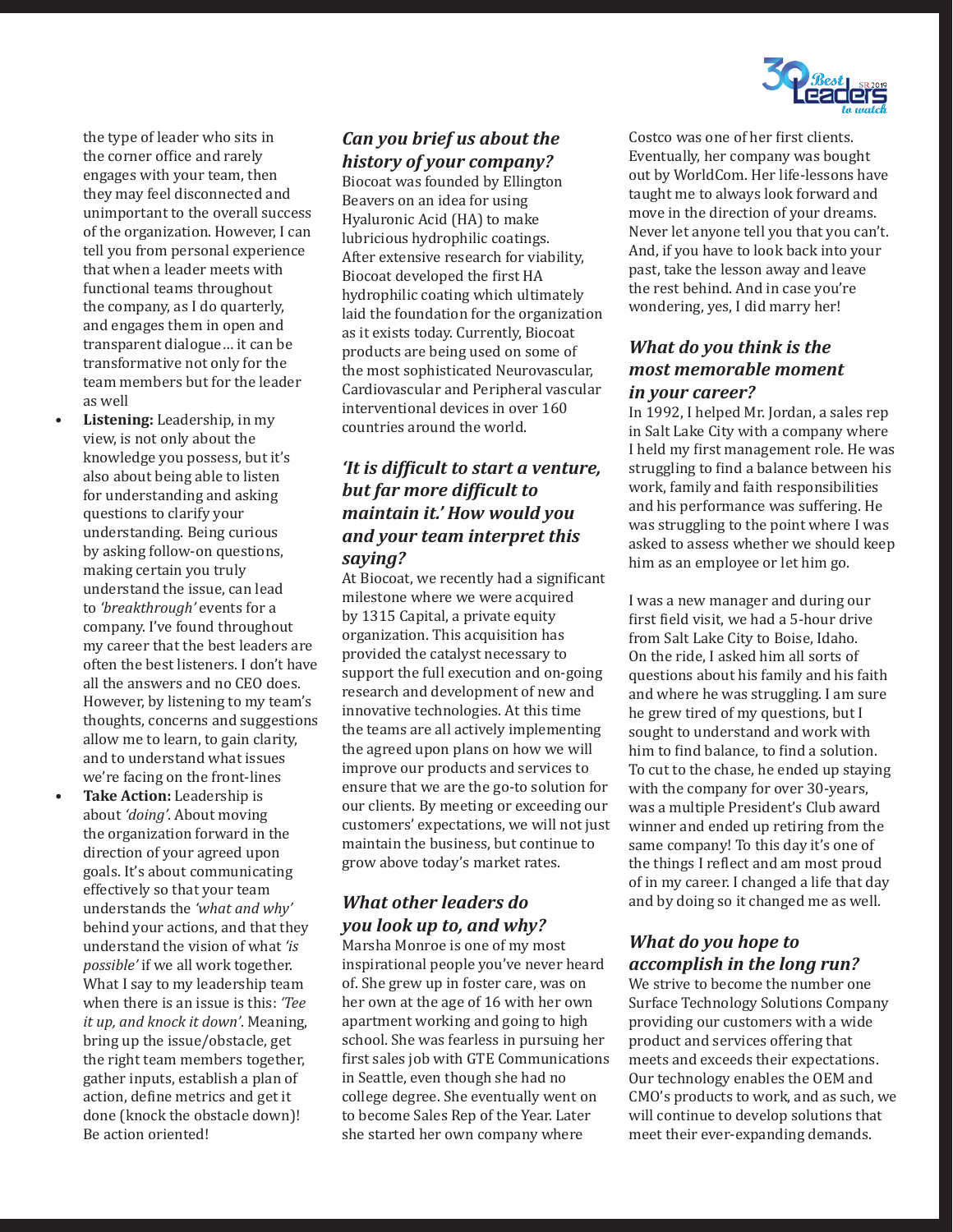the type of leader who sits in the corner office and rarely engages with your team, then they may feel disconnected and unimportant to the overall success of the organization. However, I can tell you from personal experience that when a leader meets with functional teams throughout the company, as I do quarterly, and engages them in open and transparent dialogue… it can be transformative not only for the team members but for the leader as well

- **Listening:** Leadership, in my view, is not only about the knowledge you possess, but it's also about being able to listen for understanding and asking questions to clarify your understanding. Being curious by asking follow-on questions, making certain you truly understand the issue, can lead to *'breakthrough'* events for a company. I've found throughout my career that the best leaders are often the best listeners. I don't have all the answers and no CEO does. However, by listening to my team's thoughts, concerns and suggestions allow me to learn, to gain clarity, and to understand what issues we're facing on the front-lines
- **Take Action:** Leadership is about *'doing'*. About moving the organization forward in the direction of your agreed upon goals. It's about communicating effectively so that your team understands the *'what and why'* behind your actions, and that they understand the vision of what *'is possible'* if we all work together. What I say to my leadership team when there is an issue is this: *'Tee it up, and knock it down'*. Meaning, bring up the issue/obstacle, get the right team members together, gather inputs, establish a plan of action, define metrics and get it done (knock the obstacle down)! Be action oriented!

### *Can you brief us about the history of your company?*

Biocoat was founded by Ellington Beavers on an idea for using Hyaluronic Acid (HA) to make lubricious hydrophilic coatings. After extensive research for viability, Biocoat developed the first HA hydrophilic coating which ultimately laid the foundation for the organization as it exists today. Currently, Biocoat products are being used on some of the most sophisticated Neurovascular, Cardiovascular and Peripheral vascular interventional devices in over 160 countries around the world.

### *'It is difficult to start a venture, but far more difficult to maintain it.' How would you and your team interpret this saying?*

At Biocoat, we recently had a significant milestone where we were acquired by 1315 Capital, a private equity organization. This acquisition has provided the catalyst necessary to support the full execution and on-going research and development of new and innovative technologies. At this time the teams are all actively implementing the agreed upon plans on how we will improve our products and services to ensure that we are the go-to solution for our clients. By meeting or exceeding our customers' expectations, we will not just maintain the business, but continue to grow above today's market rates.

### *What other leaders do you look up to, and why?*

Marsha Monroe is one of my most inspirational people you've never heard of. She grew up in foster care, was on her own at the age of 16 with her own apartment working and going to high school. She was fearless in pursuing her first sales job with GTE Communications in Seattle, even though she had no college degree. She eventually went on to become Sales Rep of the Year. Later she started her own company where Costco was one of her first clients. Eventually, her company was bought out by WorldCom. Her life-lessons have taught me to always look forward and move in the direction of your dreams. Never let anyone tell you that you can't. And, if you have to look back into your past, take the lesson away and leave the rest behind. And in case you're wondering, yes, I did marry her!

### *What do you think is the most memorable moment in your career?*

In 1992, I helped Mr. Jordan, a sales rep in Salt Lake City with a company where I held my first management role. He was struggling to find a balance between his work, family and faith responsibilities and his performance was suffering. He was struggling to the point where I was asked to assess whether we should keep him as an employee or let him go.

I was a new manager and during our first field visit, we had a 5-hour drive from Salt Lake City to Boise, Idaho. On the ride, I asked him all sorts of questions about his family and his faith and where he was struggling. I am sure he grew tired of my questions, but I sought to understand and work with him to find balance, to find a solution. To cut to the chase, he ended up staying with the company for over 30-years, was a multiple President's Club award winner and ended up retiring from the same company! To this day it's one of the things I reflect and am most proud of in my career. I changed a life that day and by doing so it changed me as well.

### *What do you hope to accomplish in the long run?*

We strive to become the number one Surface Technology Solutions Company providing our customers with a wide product and services offering that meets and exceeds their expectations. Our technology enables the OEM and CMO's products to work, and as such, we will continue to develop solutions that meet their ever-expanding demands.